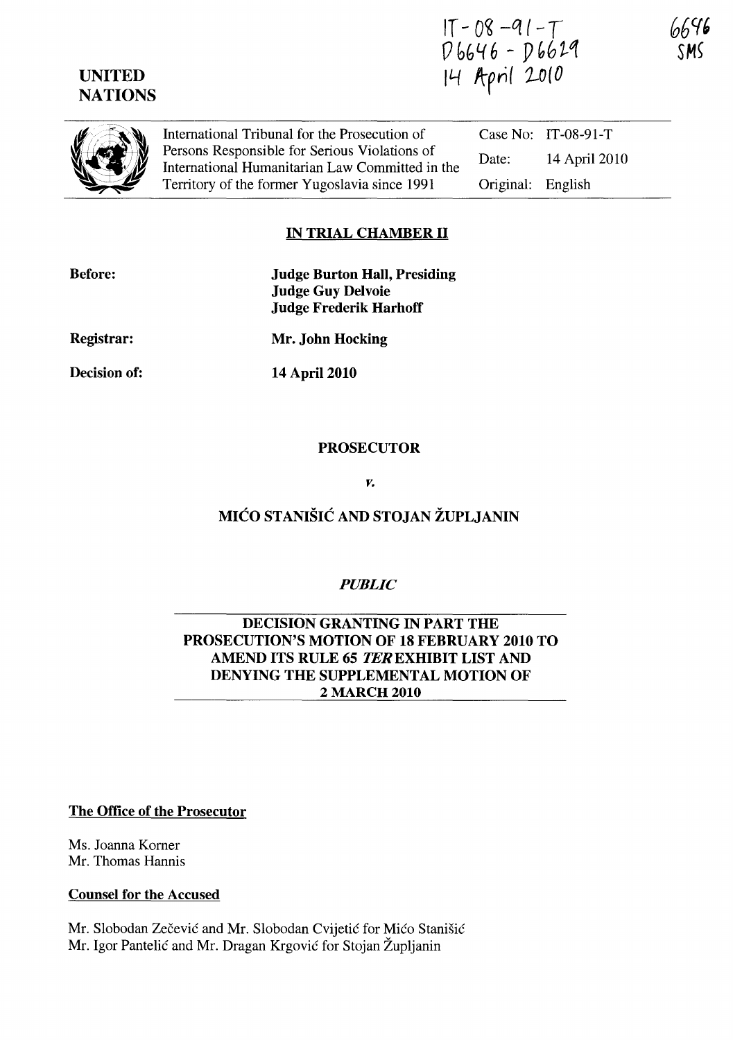IT-08-91-T
D6646 - D6629
14 April 2010

6646
SMS

**UNITED NATIONS**

International Tribunal for the Prosecution of Persons Responsible for Serious Violations of International Humanitarian Law Committed in the Territory of the former Yugoslavia since 1991

| | |
|---|---|
| Case No: | IT-08-91-T |
| Date: | 14 April 2010 |
| Original: | English |

**IN TRIAL CHAMBER II**

**Before:** **Judge Burton Hall, Presiding**
**Judge Guy Delvoie**
**Judge Frederik Harhoff**

**Registrar:** **Mr. John Hocking**

**Decision of:** **14 April 2010**

**PROSECUTOR**

*v.*

**MIĆO STANIŠIĆ AND STOJAN ŽUPLJANIN**

***PUBLIC***

**DECISION GRANTING IN PART THE PROSECUTION'S MOTION OF 18 FEBRUARY 2010 TO AMEND ITS RULE 65 *TER* EXHIBIT LIST AND DENYING THE SUPPLEMENTAL MOTION OF 2 MARCH 2010**

**The Office of the Prosecutor**

Ms. Joanna Korner
Mr. Thomas Hannis

**Counsel for the Accused**

Mr. Slobodan Zečević and Mr. Slobodan Cvijetić for Mićo Stanišić
Mr. Igor Pantelić and Mr. Dragan Krgović for Stojan Župljanin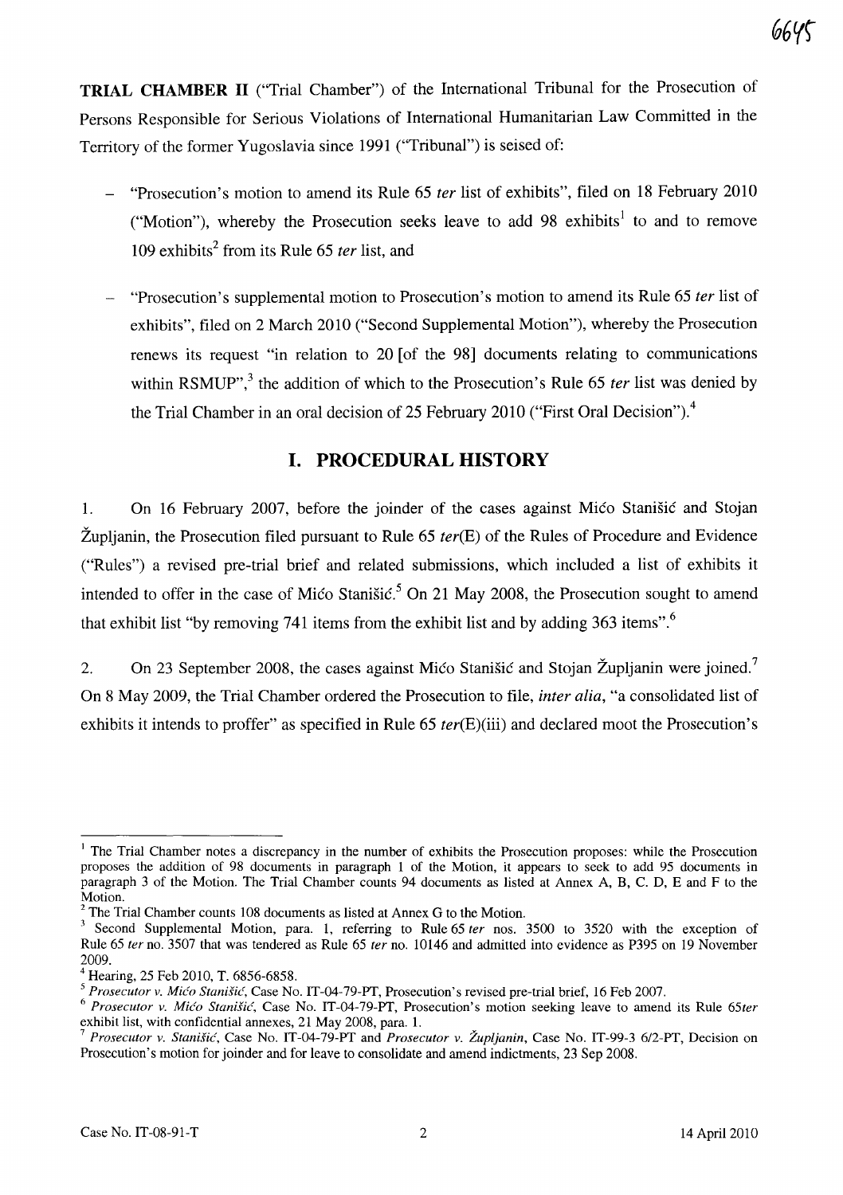**TRIAL CHAMBER II** ("Trial Chamber") of the International Tribunal for the Prosecution of Persons Responsible for Serious Violations of International Humanitarian Law Committed in the Territory of the former Yugoslavia since 1991 ("Tribunal") is seised of:

- "Prosecution's motion to amend its Rule 65 *ter* list of exhibits", filed on 18 February 2010 ("Motion"), whereby the Prosecution seeks leave to add 98 exhibits[1] to and to remove 109 exhibits[2] from its Rule 65 *ter* list, and
- "Prosecution's supplemental motion to Prosecution's motion to amend its Rule 65 *ter* list of exhibits", filed on 2 March 2010 ("Second Supplemental Motion"), whereby the Prosecution renews its request "in relation to 20 [of the 98] documents relating to communications within RSMUP",[3] the addition of which to the Prosecution's Rule 65 *ter* list was denied by the Trial Chamber in an oral decision of 25 February 2010 ("First Oral Decision").[4]

## I. PROCEDURAL HISTORY

1. On 16 February 2007, before the joinder of the cases against Mićo Stanišić and Stojan Župljanin, the Prosecution filed pursuant to Rule 65 *ter*(E) of the Rules of Procedure and Evidence ("Rules") a revised pre-trial brief and related submissions, which included a list of exhibits it intended to offer in the case of Mićo Stanišić.[5] On 21 May 2008, the Prosecution sought to amend that exhibit list "by removing 741 items from the exhibit list and by adding 363 items".[6]

2. On 23 September 2008, the cases against Mićo Stanišić and Stojan Župljanin were joined.[7] On 8 May 2009, the Trial Chamber ordered the Prosecution to file, *inter alia*, "a consolidated list of exhibits it intends to proffer" as specified in Rule 65 *ter*(E)(iii) and declared moot the Prosecution's

---

[1] The Trial Chamber notes a discrepancy in the number of exhibits the Prosecution proposes: while the Prosecution proposes the addition of 98 documents in paragraph 1 of the Motion, it appears to seek to add 95 documents in paragraph 3 of the Motion. The Trial Chamber counts 94 documents as listed at Annex A, B, C. D, E and F to the Motion.

[2] The Trial Chamber counts 108 documents as listed at Annex G to the Motion.

[3] Second Supplemental Motion, para. 1, referring to Rule 65 *ter* nos. 3500 to 3520 with the exception of Rule 65 *ter* no. 3507 that was tendered as Rule 65 *ter* no. 10146 and admitted into evidence as P395 on 19 November 2009.

[4] Hearing, 25 Feb 2010, T. 6856-6858.

[5] *Prosecutor v. Mićo Stanišić*, Case No. IT-04-79-PT, Prosecution's revised pre-trial brief, 16 Feb 2007.

[6] *Prosecutor v. Mićo Stanišić*, Case No. IT-04-79-PT, Prosecution's motion seeking leave to amend its Rule 65*ter* exhibit list, with confidential annexes, 21 May 2008, para. 1.

[7] *Prosecutor v. Stanišić*, Case No. IT-04-79-PT and *Prosecutor v. Župljanin*, Case No. IT-99-3 6/2-PT, Decision on Prosecution's motion for joinder and for leave to consolidate and amend indictments, 23 Sep 2008.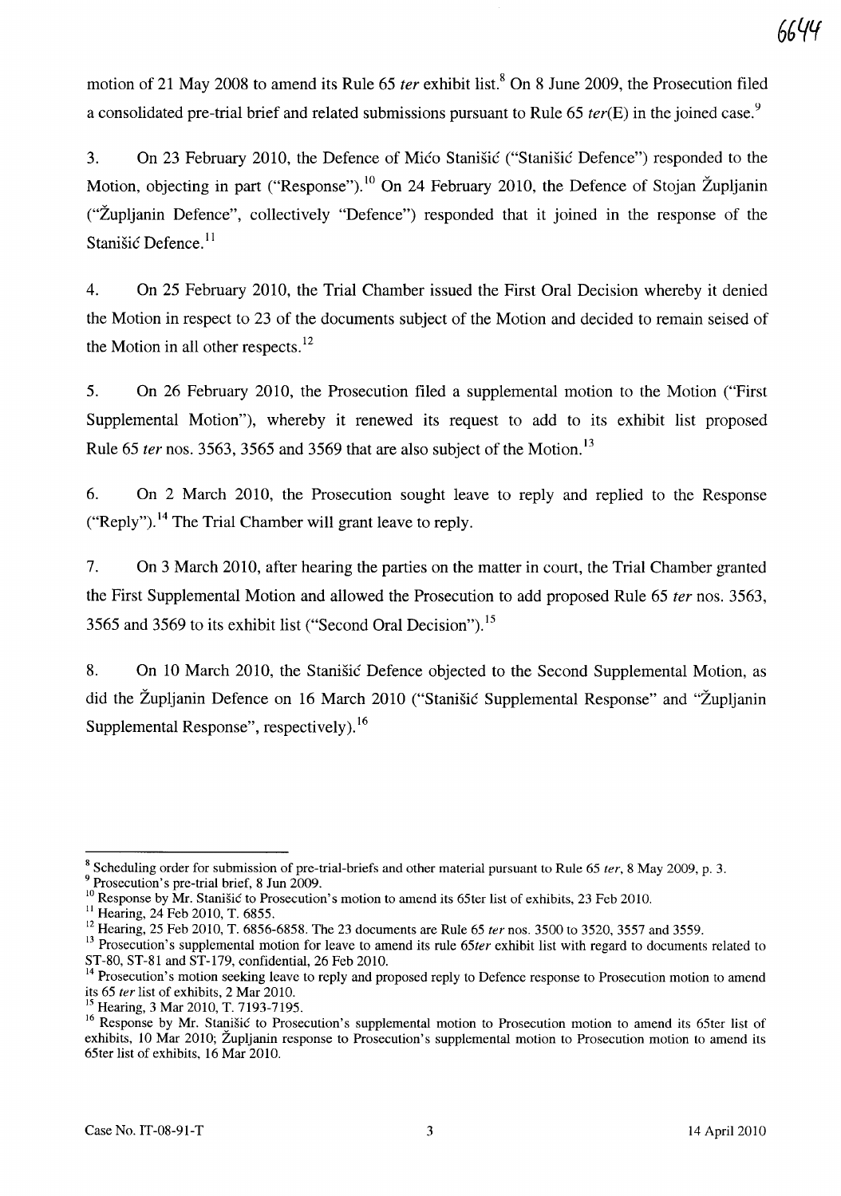motion of 21 May 2008 to amend its Rule 65 *ter* exhibit list.[8] On 8 June 2009, the Prosecution filed a consolidated pre-trial brief and related submissions pursuant to Rule 65 *ter*(E) in the joined case.[9]

3. On 23 February 2010, the Defence of Mićo Stanišić ("Stanišić Defence") responded to the Motion, objecting in part ("Response").[10] On 24 February 2010, the Defence of Stojan Župljanin ("Župljanin Defence", collectively "Defence") responded that it joined in the response of the Stanišić Defence.[11]

4. On 25 February 2010, the Trial Chamber issued the First Oral Decision whereby it denied the Motion in respect to 23 of the documents subject of the Motion and decided to remain seised of the Motion in all other respects.[12]

5. On 26 February 2010, the Prosecution filed a supplemental motion to the Motion ("First Supplemental Motion"), whereby it renewed its request to add to its exhibit list proposed Rule 65 *ter* nos. 3563, 3565 and 3569 that are also subject of the Motion.[13]

6. On 2 March 2010, the Prosecution sought leave to reply and replied to the Response ("Reply").[14] The Trial Chamber will grant leave to reply.

7. On 3 March 2010, after hearing the parties on the matter in court, the Trial Chamber granted the First Supplemental Motion and allowed the Prosecution to add proposed Rule 65 *ter* nos. 3563, 3565 and 3569 to its exhibit list ("Second Oral Decision").[15]

8. On 10 March 2010, the Stanišić Defence objected to the Second Supplemental Motion, as did the Župljanin Defence on 16 March 2010 ("Stanišić Supplemental Response" and "Župljanin Supplemental Response", respectively).[16]

---

[8] Scheduling order for submission of pre-trial-briefs and other material pursuant to Rule 65 *ter*, 8 May 2009, p. 3.

[9] Prosecution's pre-trial brief, 8 Jun 2009.

[10] Response by Mr. Stanišić to Prosecution's motion to amend its 65ter list of exhibits, 23 Feb 2010.

[11] Hearing, 24 Feb 2010, T. 6855.

[12] Hearing, 25 Feb 2010, T. 6856-6858. The 23 documents are Rule 65 *ter* nos. 3500 to 3520, 3557 and 3559.

[13] Prosecution's supplemental motion for leave to amend its rule 65*ter* exhibit list with regard to documents related to ST-80, ST-81 and ST-179, confidential, 26 Feb 2010.

[14] Prosecution's motion seeking leave to reply and proposed reply to Defence response to Prosecution motion to amend its 65 *ter* list of exhibits, 2 Mar 2010.

[15] Hearing, 3 Mar 2010, T. 7193-7195.

[16] Response by Mr. Stanišić to Prosecution's supplemental motion to Prosecution motion to amend its 65ter list of exhibits, 10 Mar 2010; Župljanin response to Prosecution's supplemental motion to Prosecution motion to amend its 65ter list of exhibits, 16 Mar 2010.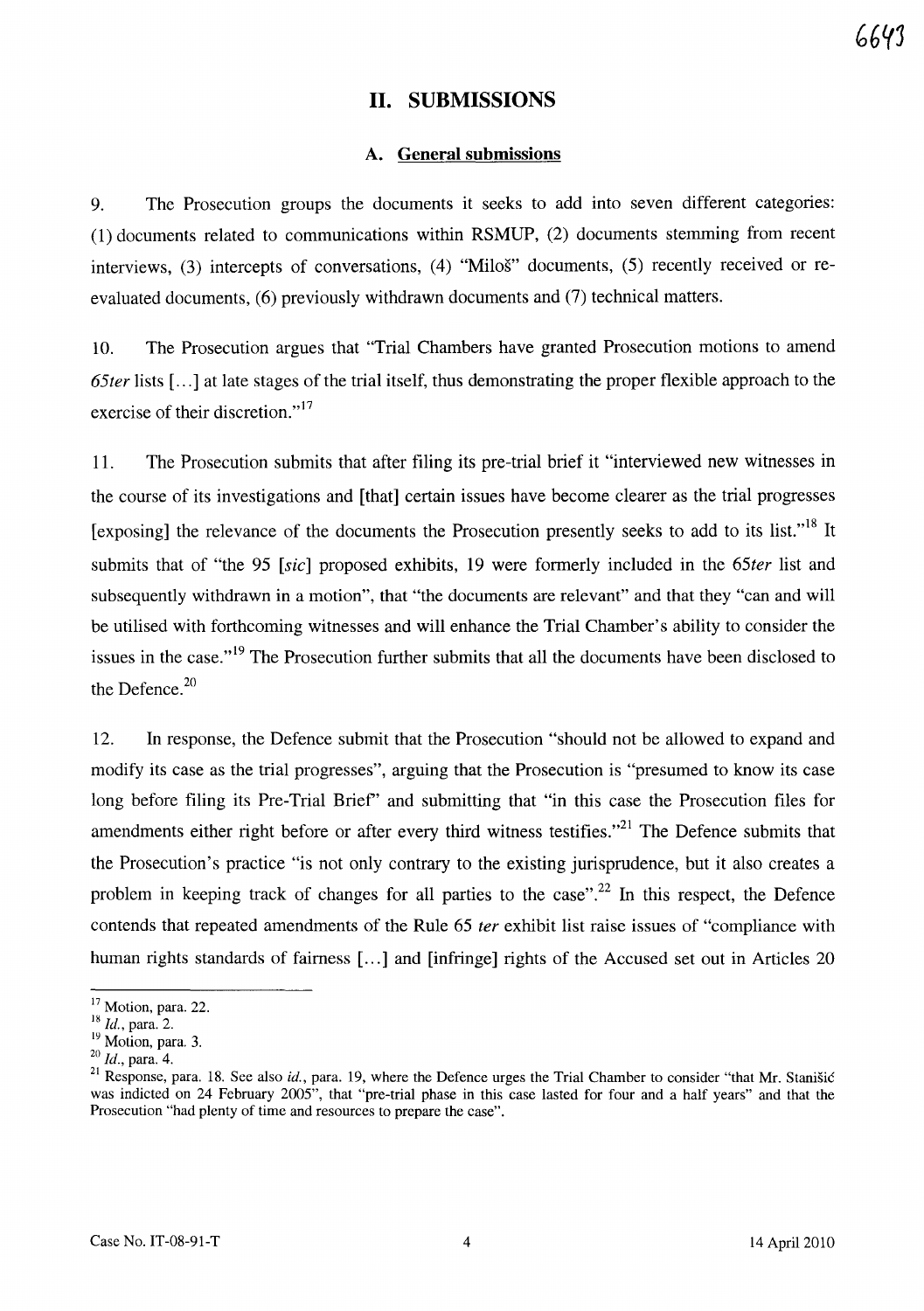## II. SUBMISSIONS

### A. General submissions

9. The Prosecution groups the documents it seeks to add into seven different categories: (1) documents related to communications within RSMUP, (2) documents stemming from recent interviews, (3) intercepts of conversations, (4) "Miloš" documents, (5) recently received or re-evaluated documents, (6) previously withdrawn documents and (7) technical matters.

10. The Prosecution argues that "Trial Chambers have granted Prosecution motions to amend *65ter* lists [...] at late stages of the trial itself, thus demonstrating the proper flexible approach to the exercise of their discretion."[17]

11. The Prosecution submits that after filing its pre-trial brief it "interviewed new witnesses in the course of its investigations and [that] certain issues have become clearer as the trial progresses [exposing] the relevance of the documents the Prosecution presently seeks to add to its list."[18] It submits that of "the 95 [*sic*] proposed exhibits, 19 were formerly included in the *65ter* list and subsequently withdrawn in a motion", that "the documents are relevant" and that they "can and will be utilised with forthcoming witnesses and will enhance the Trial Chamber's ability to consider the issues in the case."[19] The Prosecution further submits that all the documents have been disclosed to the Defence.[20]

12. In response, the Defence submit that the Prosecution "should not be allowed to expand and modify its case as the trial progresses", arguing that the Prosecution is "presumed to know its case long before filing its Pre-Trial Brief" and submitting that "in this case the Prosecution files for amendments either right before or after every third witness testifies."[21] The Defence submits that the Prosecution's practice "is not only contrary to the existing jurisprudence, but it also creates a problem in keeping track of changes for all parties to the case".[22] In this respect, the Defence contends that repeated amendments of the Rule 65 *ter* exhibit list raise issues of "compliance with human rights standards of fairness [...] and [infringe] rights of the Accused set out in Articles 20

---

[17] Motion, para. 22.

[18] *Id.*, para. 2.

[19] Motion, para. 3.

[20] *Id.*, para. 4.

[21] Response, para. 18. See also *id.*, para. 19, where the Defence urges the Trial Chamber to consider "that Mr. Stanišić was indicted on 24 February 2005", that "pre-trial phase in this case lasted for four and a half years" and that the Prosecution "had plenty of time and resources to prepare the case".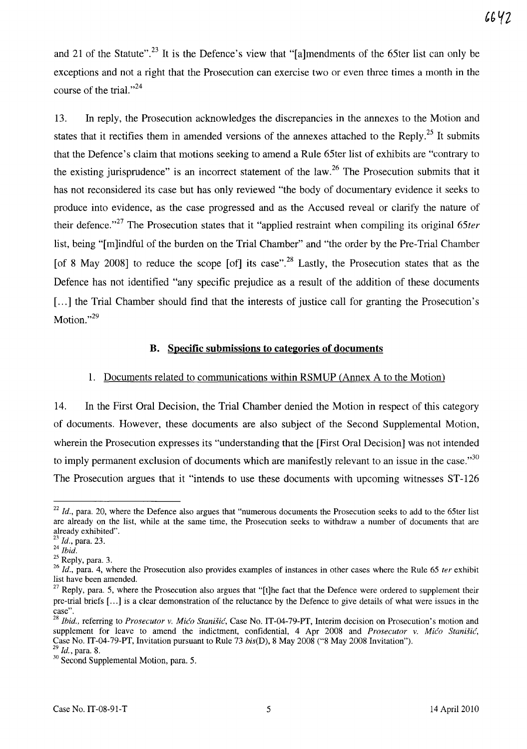and 21 of the Statute".[23] It is the Defence's view that "[a]mendments of the 65ter list can only be exceptions and not a right that the Prosecution can exercise two or even three times a month in the course of the trial."[24]

13. In reply, the Prosecution acknowledges the discrepancies in the annexes to the Motion and states that it rectifies them in amended versions of the annexes attached to the Reply.[25] It submits that the Defence's claim that motions seeking to amend a Rule 65ter list of exhibits are "contrary to the existing jurisprudence" is an incorrect statement of the law.[26] The Prosecution submits that it has not reconsidered its case but has only reviewed "the body of documentary evidence it seeks to produce into evidence, as the case progressed and as the Accused reveal or clarify the nature of their defence."[27] The Prosecution states that it "applied restraint when compiling its original *65ter* list, being "[m]indful of the burden on the Trial Chamber" and "the order by the Pre-Trial Chamber [of 8 May 2008] to reduce the scope [of] its case".[28] Lastly, the Prosecution states that as the Defence has not identified "any specific prejudice as a result of the addition of these documents [...] the Trial Chamber should find that the interests of justice call for granting the Prosecution's Motion."[29]

### B. Specific submissions to categories of documents

#### 1. Documents related to communications within RSMUP (Annex A to the Motion)

14. In the First Oral Decision, the Trial Chamber denied the Motion in respect of this category of documents. However, these documents are also subject of the Second Supplemental Motion, wherein the Prosecution expresses its "understanding that the [First Oral Decision] was not intended to imply permanent exclusion of documents which are manifestly relevant to an issue in the case."[30] The Prosecution argues that it "intends to use these documents with upcoming witnesses ST-126

---

[22] *Id.*, para. 20, where the Defence also argues that "numerous documents the Prosecution seeks to add to the 65ter list are already on the list, while at the same time, the Prosecution seeks to withdraw a number of documents that are already exhibited".

[23] *Id.*, para. 23.

[24] *Ibid.*

[25] Reply, para. 3.

[26] *Id.*, para. 4, where the Prosecution also provides examples of instances in other cases where the Rule 65 *ter* exhibit list have been amended.

[27] Reply, para. 5, where the Prosecution also argues that "[t]he fact that the Defence were ordered to supplement their pre-trial briefs [...] is a clear demonstration of the reluctance by the Defence to give details of what were issues in the case".

[28] *Ibid.*, referring to *Prosecutor v. Mićo Stanišić*, Case No. IT-04-79-PT, Interim decision on Prosecution's motion and supplement for leave to amend the indictment, confidential, 4 Apr 2008 and *Prosecutor v. Mićo Stanišić*, Case No. IT-04-79-PT, Invitation pursuant to Rule 73 *bis*(D), 8 May 2008 ("8 May 2008 Invitation").

[29] *Id.*, para. 8.

[30] Second Supplemental Motion, para. 5.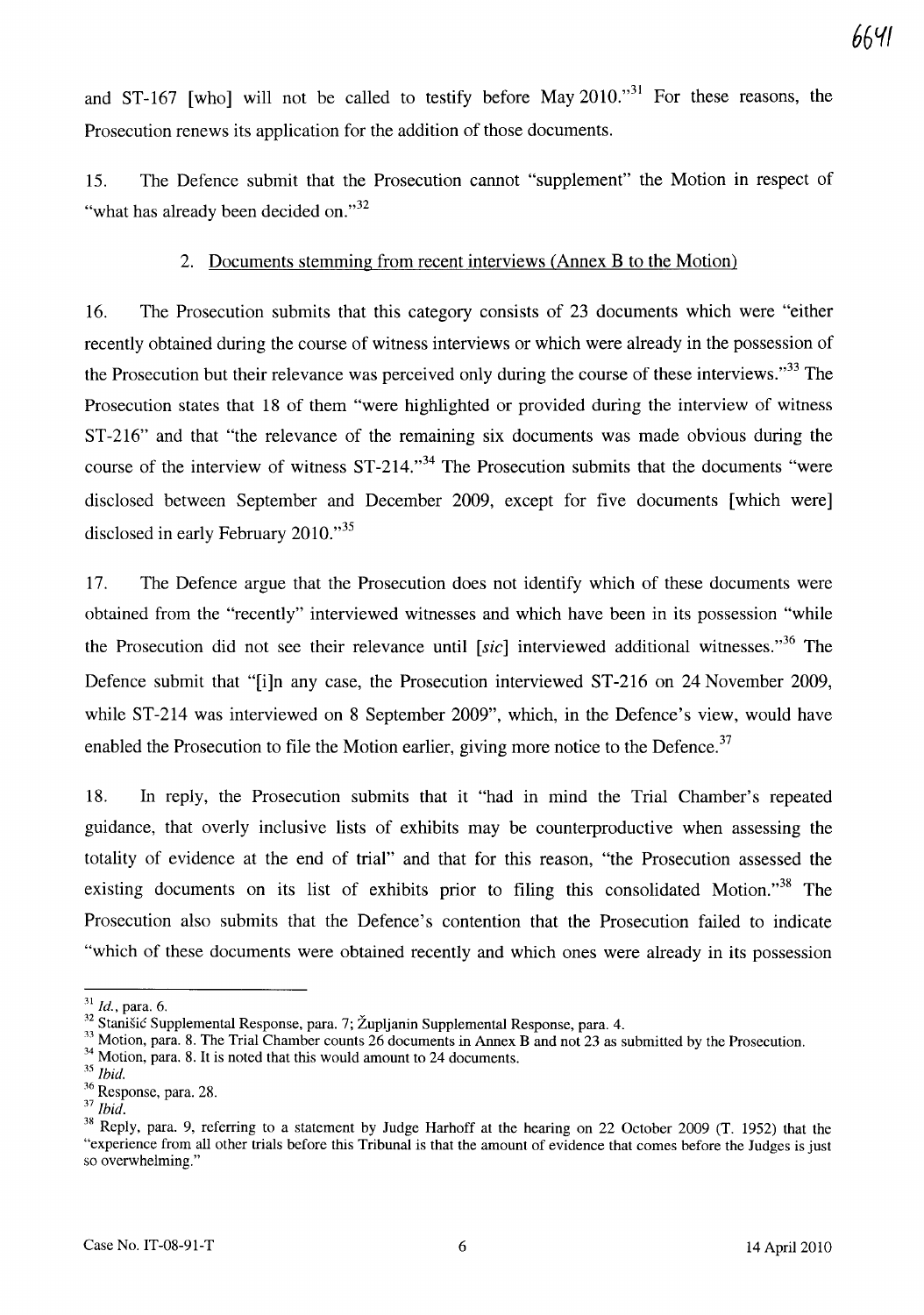and ST-167 [who] will not be called to testify before May 2010."[31] For these reasons, the Prosecution renews its application for the addition of those documents.

15. The Defence submit that the Prosecution cannot "supplement" the Motion in respect of "what has already been decided on."[32]

2. Documents stemming from recent interviews (Annex B to the Motion)

16. The Prosecution submits that this category consists of 23 documents which were "either recently obtained during the course of witness interviews or which were already in the possession of the Prosecution but their relevance was perceived only during the course of these interviews."[33] The Prosecution states that 18 of them "were highlighted or provided during the interview of witness ST-216" and that "the relevance of the remaining six documents was made obvious during the course of the interview of witness ST-214."[34] The Prosecution submits that the documents "were disclosed between September and December 2009, except for five documents [which were] disclosed in early February 2010."[35]

17. The Defence argue that the Prosecution does not identify which of these documents were obtained from the "recently" interviewed witnesses and which have been in its possession "while the Prosecution did not see their relevance until [*sic*] interviewed additional witnesses."[36] The Defence submit that "[i]n any case, the Prosecution interviewed ST-216 on 24 November 2009, while ST-214 was interviewed on 8 September 2009", which, in the Defence's view, would have enabled the Prosecution to file the Motion earlier, giving more notice to the Defence.[37]

18. In reply, the Prosecution submits that it "had in mind the Trial Chamber's repeated guidance, that overly inclusive lists of exhibits may be counterproductive when assessing the totality of evidence at the end of trial" and that for this reason, "the Prosecution assessed the existing documents on its list of exhibits prior to filing this consolidated Motion."[38] The Prosecution also submits that the Defence's contention that the Prosecution failed to indicate "which of these documents were obtained recently and which ones were already in its possession

---

[31] *Id.*, para. 6.

[32] Stanišić Supplemental Response, para. 7; Župljanin Supplemental Response, para. 4.

[33] Motion, para. 8. The Trial Chamber counts 26 documents in Annex B and not 23 as submitted by the Prosecution.

[34] Motion, para. 8. It is noted that this would amount to 24 documents.

[35] *Ibid.*

[36] Response, para. 28.

[37] *Ibid.*

[38] Reply, para. 9, referring to a statement by Judge Harhoff at the hearing on 22 October 2009 (T. 1952) that the "experience from all other trials before this Tribunal is that the amount of evidence that comes before the Judges is just so overwhelming."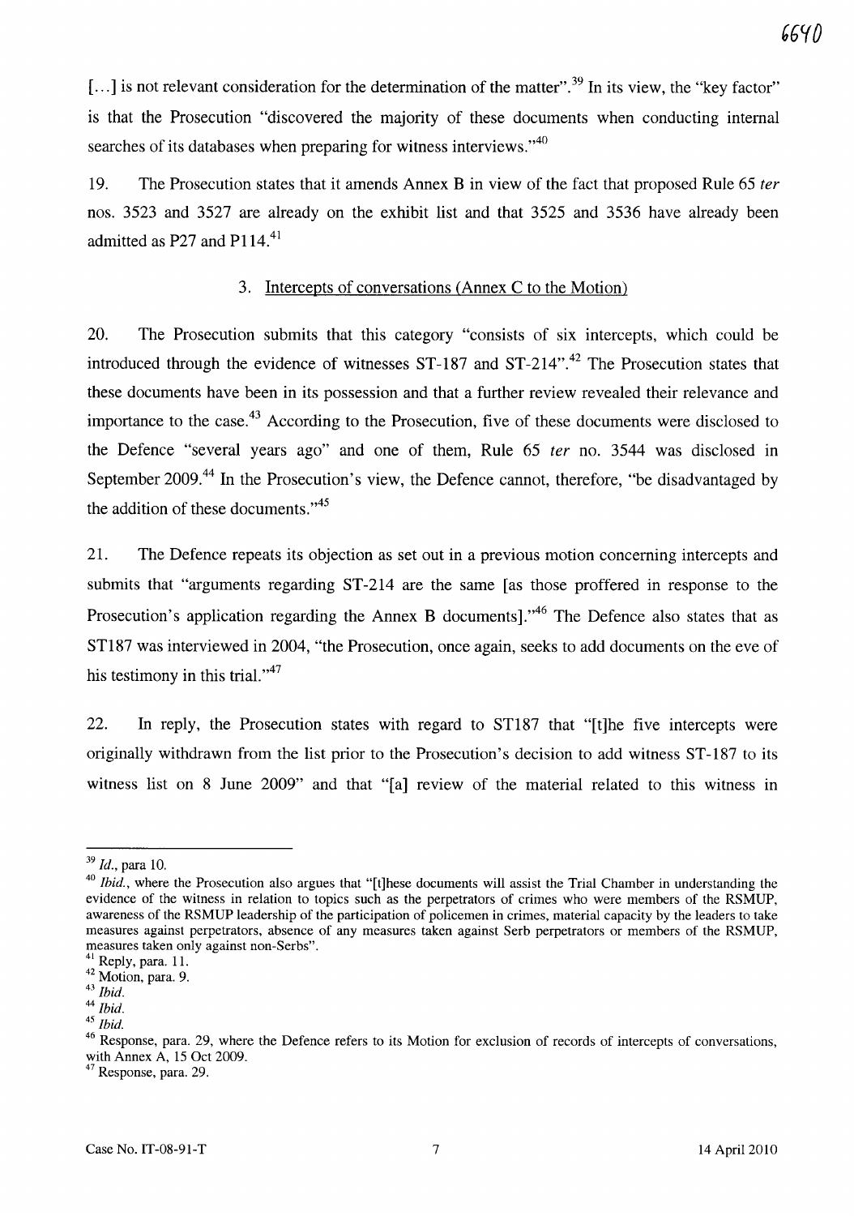[...] is not relevant consideration for the determination of the matter".[39] In its view, the "key factor" is that the Prosecution "discovered the majority of these documents when conducting internal searches of its databases when preparing for witness interviews."[40]

19. The Prosecution states that it amends Annex B in view of the fact that proposed Rule 65 *ter* nos. 3523 and 3527 are already on the exhibit list and that 3525 and 3536 have already been admitted as P27 and P114.[41]

### 3. Intercepts of conversations (Annex C to the Motion)

20. The Prosecution submits that this category "consists of six intercepts, which could be introduced through the evidence of witnesses ST-187 and ST-214".[42] The Prosecution states that these documents have been in its possession and that a further review revealed their relevance and importance to the case.[43] According to the Prosecution, five of these documents were disclosed to the Defence "several years ago" and one of them, Rule 65 *ter* no. 3544 was disclosed in September 2009.[44] In the Prosecution's view, the Defence cannot, therefore, "be disadvantaged by the addition of these documents."[45]

21. The Defence repeats its objection as set out in a previous motion concerning intercepts and submits that "arguments regarding ST-214 are the same [as those proffered in response to the Prosecution's application regarding the Annex B documents]."[46] The Defence also states that as ST187 was interviewed in 2004, "the Prosecution, once again, seeks to add documents on the eve of his testimony in this trial."[47]

22. In reply, the Prosecution states with regard to ST187 that "[t]he five intercepts were originally withdrawn from the list prior to the Prosecution's decision to add witness ST-187 to its witness list on 8 June 2009" and that "[a] review of the material related to this witness in

---

[39] *Id.*, para 10.

[40] *Ibid.*, where the Prosecution also argues that "[t]hese documents will assist the Trial Chamber in understanding the evidence of the witness in relation to topics such as the perpetrators of crimes who were members of the RSMUP, awareness of the RSMUP leadership of the participation of policemen in crimes, material capacity by the leaders to take measures against perpetrators, absence of any measures taken against Serb perpetrators or members of the RSMUP, measures taken only against non-Serbs".

[41] Reply, para. 11.

[42] Motion, para. 9.

[43] *Ibid.*

[44] *Ibid.*

[45] *Ibid.*

[46] Response, para. 29, where the Defence refers to its Motion for exclusion of records of intercepts of conversations, with Annex A, 15 Oct 2009.

[47] Response, para. 29.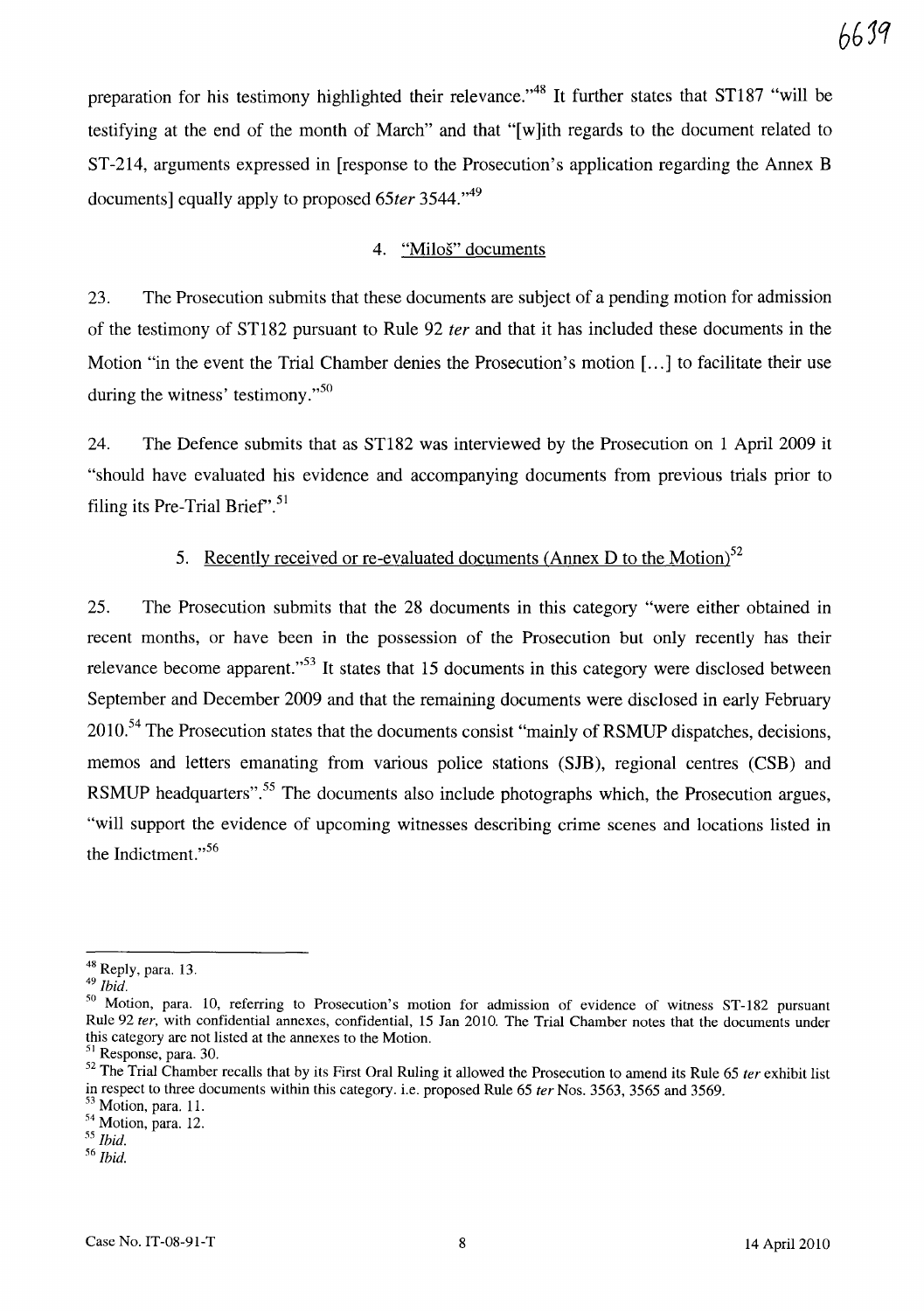preparation for his testimony highlighted their relevance."[48] It further states that ST187 "will be testifying at the end of the month of March" and that "[w]ith regards to the document related to ST-214, arguments expressed in [response to the Prosecution's application regarding the Annex B documents] equally apply to proposed *65ter* 3544."[49]

4. "Miloš" documents

23. The Prosecution submits that these documents are subject of a pending motion for admission of the testimony of ST182 pursuant to Rule 92 *ter* and that it has included these documents in the Motion "in the event the Trial Chamber denies the Prosecution's motion [...] to facilitate their use during the witness' testimony."[50]

24. The Defence submits that as ST182 was interviewed by the Prosecution on 1 April 2009 it "should have evaluated his evidence and accompanying documents from previous trials prior to filing its Pre-Trial Brief".[51]

5. Recently received or re-evaluated documents (Annex D to the Motion)[52]

25. The Prosecution submits that the 28 documents in this category "were either obtained in recent months, or have been in the possession of the Prosecution but only recently has their relevance become apparent."[53] It states that 15 documents in this category were disclosed between September and December 2009 and that the remaining documents were disclosed in early February 2010.[54] The Prosecution states that the documents consist "mainly of RSMUP dispatches, decisions, memos and letters emanating from various police stations (SJB), regional centres (CSB) and RSMUP headquarters".[55] The documents also include photographs which, the Prosecution argues, "will support the evidence of upcoming witnesses describing crime scenes and locations listed in the Indictment."[56]

---

[48] Reply, para. 13.
[49] *Ibid.*
[50] Motion, para. 10, referring to Prosecution's motion for admission of evidence of witness ST-182 pursuant Rule 92 *ter*, with confidential annexes, confidential, 15 Jan 2010. The Trial Chamber notes that the documents under this category are not listed at the annexes to the Motion.
[51] Response, para. 30.
[52] The Trial Chamber recalls that by its First Oral Ruling it allowed the Prosecution to amend its Rule 65 *ter* exhibit list in respect to three documents within this category. i.e. proposed Rule 65 *ter* Nos. 3563, 3565 and 3569.
[53] Motion, para. 11.
[54] Motion, para. 12.
[55] *Ibid.*
[56] *Ibid.*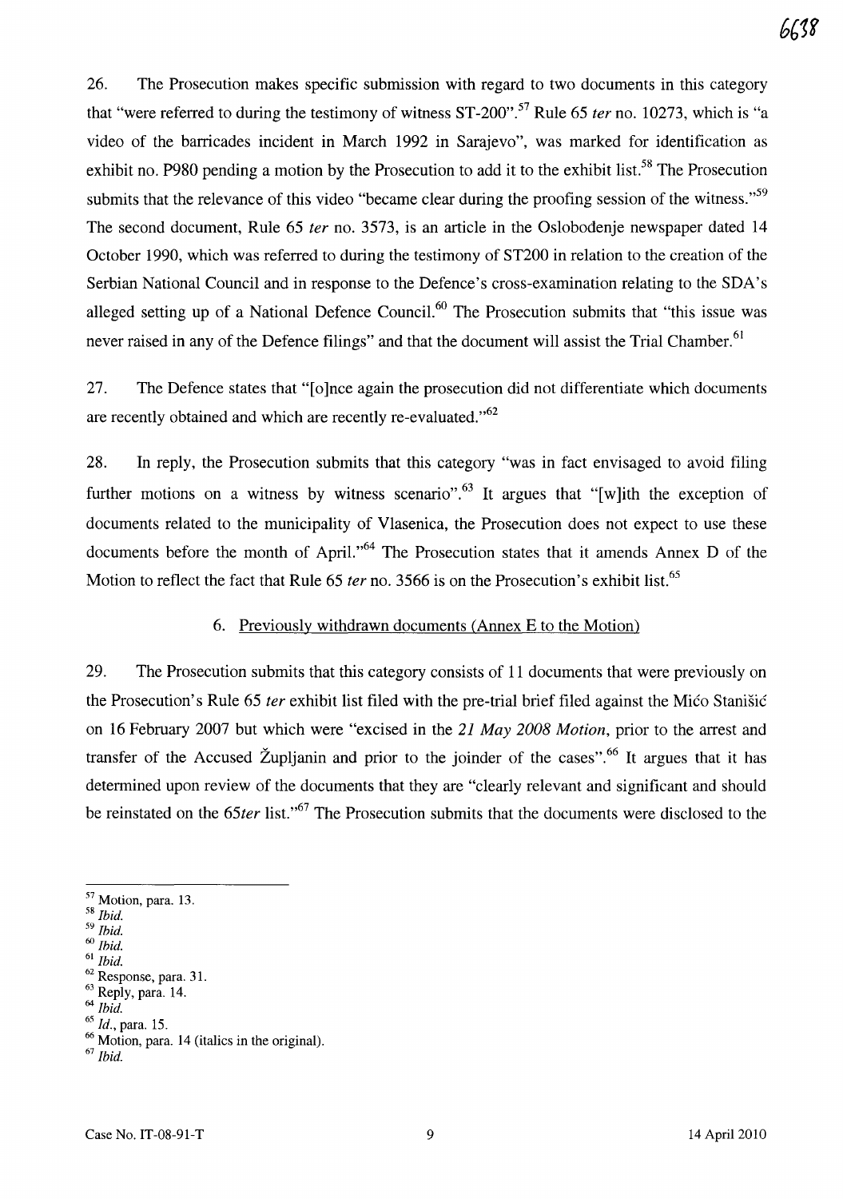26. The Prosecution makes specific submission with regard to two documents in this category that "were referred to during the testimony of witness ST-200".[57] Rule 65 *ter* no. 10273, which is "a video of the barricades incident in March 1992 in Sarajevo", was marked for identification as exhibit no. P980 pending a motion by the Prosecution to add it to the exhibit list.[58] The Prosecution submits that the relevance of this video "became clear during the proofing session of the witness."[59] The second document, Rule 65 *ter* no. 3573, is an article in the Oslobođenje newspaper dated 14 October 1990, which was referred to during the testimony of ST200 in relation to the creation of the Serbian National Council and in response to the Defence's cross-examination relating to the SDA's alleged setting up of a National Defence Council.[60] The Prosecution submits that "this issue was never raised in any of the Defence filings" and that the document will assist the Trial Chamber.[61]

27. The Defence states that "[o]nce again the prosecution did not differentiate which documents are recently obtained and which are recently re-evaluated."[62]

28. In reply, the Prosecution submits that this category "was in fact envisaged to avoid filing further motions on a witness by witness scenario".[63] It argues that "[w]ith the exception of documents related to the municipality of Vlasenica, the Prosecution does not expect to use these documents before the month of April."[64] The Prosecution states that it amends Annex D of the Motion to reflect the fact that Rule 65 *ter* no. 3566 is on the Prosecution's exhibit list.[65]

### 6. Previously withdrawn documents (Annex E to the Motion)

29. The Prosecution submits that this category consists of 11 documents that were previously on the Prosecution's Rule 65 *ter* exhibit list filed with the pre-trial brief filed against the Mićo Stanišić on 16 February 2007 but which were "excised in the *21 May 2008 Motion*, prior to the arrest and transfer of the Accused Župljanin and prior to the joinder of the cases".[66] It argues that it has determined upon review of the documents that they are "clearly relevant and significant and should be reinstated on the *65ter* list."[67] The Prosecution submits that the documents were disclosed to the

---

[57] Motion, para. 13.
[58] *Ibid.*
[59] *Ibid.*
[60] *Ibid.*
[61] *Ibid.*
[62] Response, para. 31.
[63] Reply, para. 14.
[64] *Ibid.*
[65] *Id.*, para. 15.
[66] Motion, para. 14 (italics in the original).
[67] *Ibid.*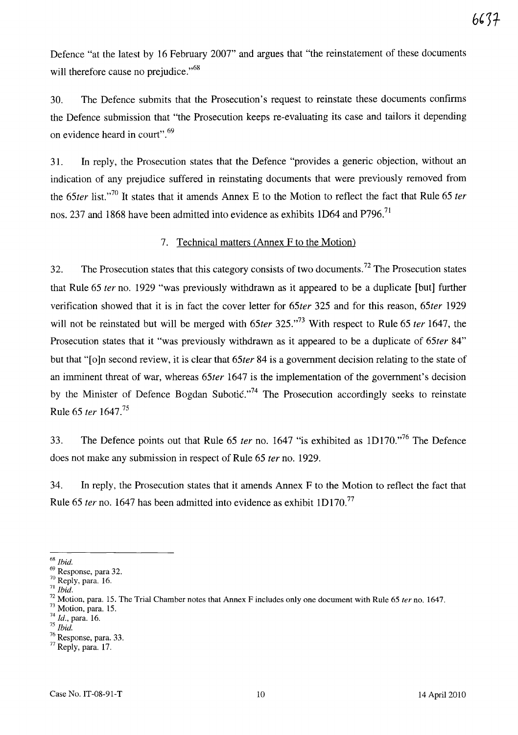Defence "at the latest by 16 February 2007" and argues that "the reinstatement of these documents will therefore cause no prejudice."[68]

30. The Defence submits that the Prosecution's request to reinstate these documents confirms the Defence submission that "the Prosecution keeps re-evaluating its case and tailors it depending on evidence heard in court".[69]

31. In reply, the Prosecution states that the Defence "provides a generic objection, without an indication of any prejudice suffered in reinstating documents that were previously removed from the *65ter* list."[70] It states that it amends Annex E to the Motion to reflect the fact that Rule 65 *ter* nos. 237 and 1868 have been admitted into evidence as exhibits 1D64 and P796.[71]

7. Technical matters (Annex F to the Motion)

32. The Prosecution states that this category consists of two documents.[72] The Prosecution states that Rule 65 *ter* no. 1929 "was previously withdrawn as it appeared to be a duplicate [but] further verification showed that it is in fact the cover letter for *65ter* 325 and for this reason, *65ter* 1929 will not be reinstated but will be merged with *65ter* 325."[73] With respect to Rule 65 *ter* 1647, the Prosecution states that it "was previously withdrawn as it appeared to be a duplicate of *65ter* 84" but that "[o]n second review, it is clear that *65ter* 84 is a government decision relating to the state of an imminent threat of war, whereas *65ter* 1647 is the implementation of the government's decision by the Minister of Defence Bogdan Subotić."[74] The Prosecution accordingly seeks to reinstate Rule 65 *ter* 1647.[75]

33. The Defence points out that Rule 65 *ter* no. 1647 "is exhibited as 1D170."[76] The Defence does not make any submission in respect of Rule 65 *ter* no. 1929.

34. In reply, the Prosecution states that it amends Annex F to the Motion to reflect the fact that Rule 65 *ter* no. 1647 has been admitted into evidence as exhibit 1D170.[77]

---

[68] *Ibid.*

[69] Response, para 32.

[70] Reply, para. 16.

[71] *Ibid.*

[72] Motion, para. 15. The Trial Chamber notes that Annex F includes only one document with Rule 65 *ter* no. 1647.

[73] Motion, para. 15.

[74] *Id.*, para. 16.

[75] *Ibid.*

[76] Response, para. 33.

[77] Reply, para. 17.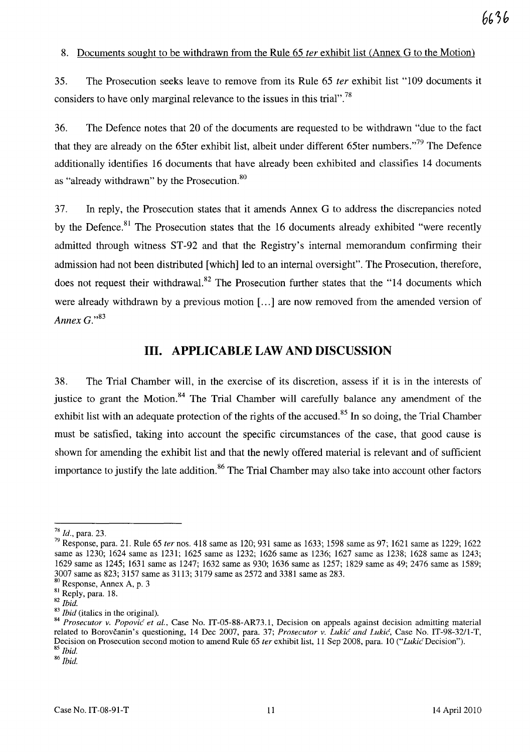8. Documents sought to be withdrawn from the Rule 65 *ter* exhibit list (Annex G to the Motion)

35. The Prosecution seeks leave to remove from its Rule 65 *ter* exhibit list "109 documents it considers to have only marginal relevance to the issues in this trial".[78]

36. The Defence notes that 20 of the documents are requested to be withdrawn "due to the fact that they are already on the 65ter exhibit list, albeit under different 65ter numbers."[79] The Defence additionally identifies 16 documents that have already been exhibited and classifies 14 documents as "already withdrawn" by the Prosecution.[80]

37. In reply, the Prosecution states that it amends Annex G to address the discrepancies noted by the Defence.[81] The Prosecution states that the 16 documents already exhibited "were recently admitted through witness ST-92 and that the Registry's internal memorandum confirming their admission had not been distributed [which] led to an internal oversight". The Prosecution, therefore, does not request their withdrawal.[82] The Prosecution further states that the "14 documents which were already withdrawn by a previous motion [...] are now removed from the amended version of *Annex G*."[83]

## III. APPLICABLE LAW AND DISCUSSION

38. The Trial Chamber will, in the exercise of its discretion, assess if it is in the interests of justice to grant the Motion.[84] The Trial Chamber will carefully balance any amendment of the exhibit list with an adequate protection of the rights of the accused.[85] In so doing, the Trial Chamber must be satisfied, taking into account the specific circumstances of the case, that good cause is shown for amending the exhibit list and that the newly offered material is relevant and of sufficient importance to justify the late addition.[86] The Trial Chamber may also take into account other factors

---

[78] *Id.*, para. 23.

[79] Response, para. 21. Rule 65 *ter* nos. 418 same as 120; 931 same as 1633; 1598 same as 97; 1621 same as 1229; 1622 same as 1230; 1624 same as 1231; 1625 same as 1232; 1626 same as 1236; 1627 same as 1238; 1628 same as 1243; 1629 same as 1245; 1631 same as 1247; 1632 same as 930; 1636 same as 1257; 1829 same as 49; 2476 same as 1589; 3007 same as 823; 3157 same as 3113; 3179 same as 2572 and 3381 same as 283.

[80] Response, Annex A, p. 3

[81] Reply, para. 18.

[82] *Ibid.*

[83] *Ibid* (italics in the original).

[84] *Prosecutor v. Popović et al.*, Case No. IT-05-88-AR73.1, Decision on appeals against decision admitting material related to Borovčanin's questioning, 14 Dec 2007, para. 37; *Prosecutor v. Lukić and Lukić*, Case No. IT-98-32/1-T, Decision on Prosecution second motion to amend Rule 65 *ter* exhibit list, 11 Sep 2008, para. 10 ("*Lukić* Decision").

[85] *Ibid.*

[86] *Ibid.*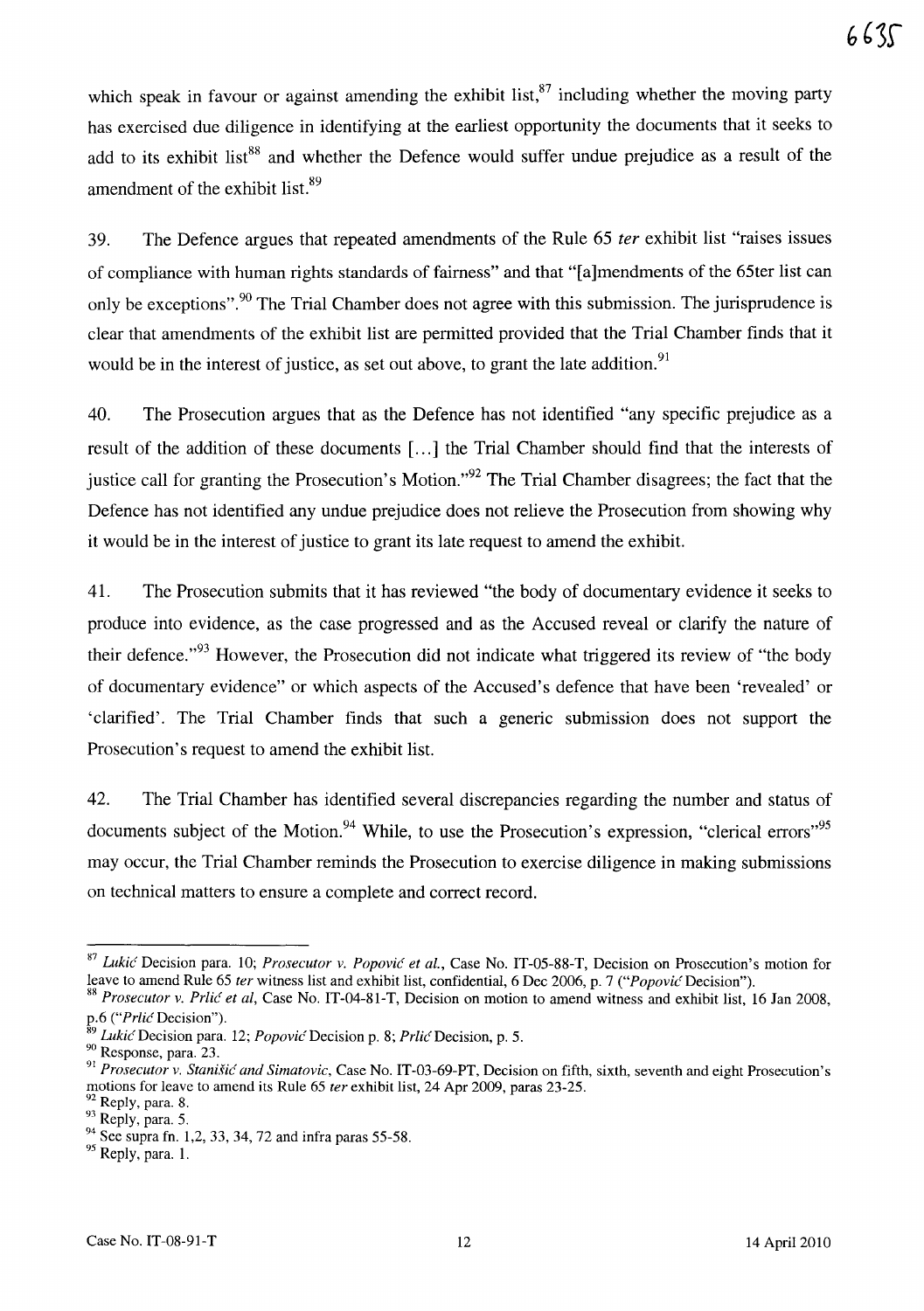which speak in favour or against amending the exhibit list,[87] including whether the moving party has exercised due diligence in identifying at the earliest opportunity the documents that it seeks to add to its exhibit list[88] and whether the Defence would suffer undue prejudice as a result of the amendment of the exhibit list.[89]

39. The Defence argues that repeated amendments of the Rule 65 *ter* exhibit list "raises issues of compliance with human rights standards of fairness" and that "[a]mendments of the 65ter list can only be exceptions".[90] The Trial Chamber does not agree with this submission. The jurisprudence is clear that amendments of the exhibit list are permitted provided that the Trial Chamber finds that it would be in the interest of justice, as set out above, to grant the late addition.[91]

40. The Prosecution argues that as the Defence has not identified "any specific prejudice as a result of the addition of these documents [...] the Trial Chamber should find that the interests of justice call for granting the Prosecution's Motion."[92] The Trial Chamber disagrees; the fact that the Defence has not identified any undue prejudice does not relieve the Prosecution from showing why it would be in the interest of justice to grant its late request to amend the exhibit.

41. The Prosecution submits that it has reviewed "the body of documentary evidence it seeks to produce into evidence, as the case progressed and as the Accused reveal or clarify the nature of their defence."[93] However, the Prosecution did not indicate what triggered its review of "the body of documentary evidence" or which aspects of the Accused's defence that have been 'revealed' or 'clarified'. The Trial Chamber finds that such a generic submission does not support the Prosecution's request to amend the exhibit list.

42. The Trial Chamber has identified several discrepancies regarding the number and status of documents subject of the Motion.[94] While, to use the Prosecution's expression, "clerical errors"[95] may occur, the Trial Chamber reminds the Prosecution to exercise diligence in making submissions on technical matters to ensure a complete and correct record.

---

[87] *Lukić* Decision para. 10; *Prosecutor v. Popović et al.*, Case No. IT-05-88-T, Decision on Prosecution's motion for leave to amend Rule 65 *ter* witness list and exhibit list, confidential, 6 Dec 2006, p. 7 ("*Popović* Decision").

[88] *Prosecutor v. Prlić et al*, Case No. IT-04-81-T, Decision on motion to amend witness and exhibit list, 16 Jan 2008, p.6 ("*Prlić* Decision").

[89] *Lukić* Decision para. 12; *Popović* Decision p. 8; *Prlić* Decision, p. 5.

[90] Response, para. 23.

[91] *Prosecutor v. Stanišić and Simatovic*, Case No. IT-03-69-PT, Decision on fifth, sixth, seventh and eight Prosecution's motions for leave to amend its Rule 65 *ter* exhibit list, 24 Apr 2009, paras 23-25.

[92] Reply, para. 8.

[93] Reply, para. 5.

[94] See supra fn. 1,2, 33, 34, 72 and infra paras 55-58.

[95] Reply, para. 1.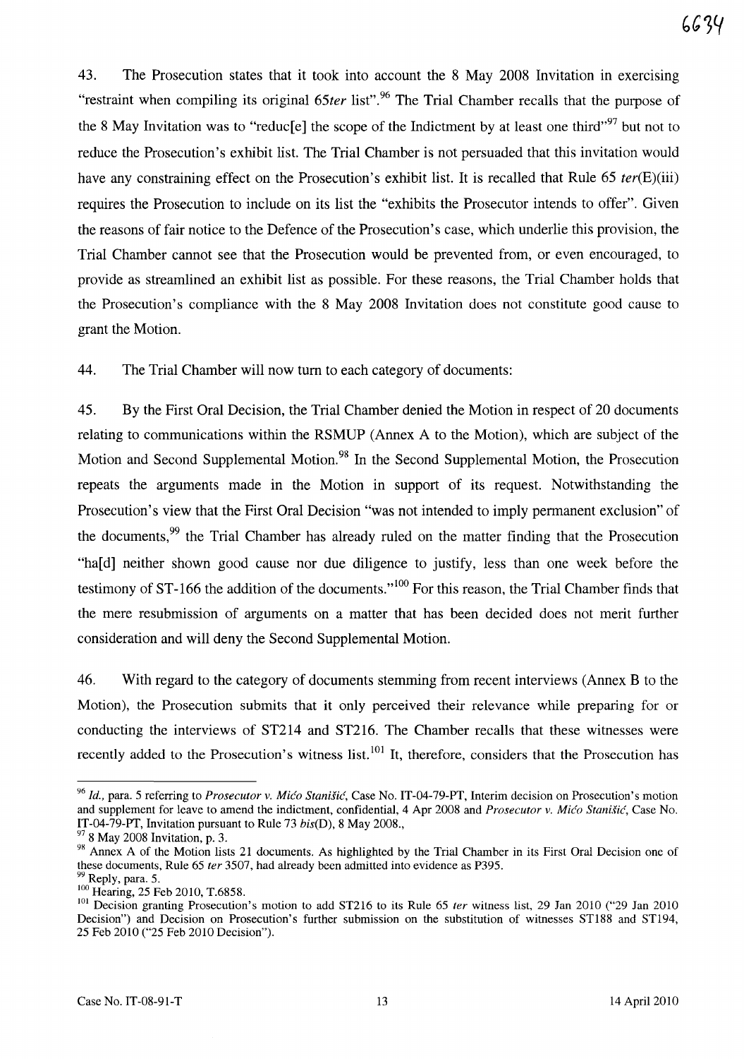43. The Prosecution states that it took into account the 8 May 2008 Invitation in exercising "restraint when compiling its original *65ter* list".[96] The Trial Chamber recalls that the purpose of the 8 May Invitation was to "reduc[e] the scope of the Indictment by at least one third"[97] but not to reduce the Prosecution's exhibit list. The Trial Chamber is not persuaded that this invitation would have any constraining effect on the Prosecution's exhibit list. It is recalled that Rule 65 *ter*(E)(iii) requires the Prosecution to include on its list the "exhibits the Prosecutor intends to offer". Given the reasons of fair notice to the Defence of the Prosecution's case, which underlie this provision, the Trial Chamber cannot see that the Prosecution would be prevented from, or even encouraged, to provide as streamlined an exhibit list as possible. For these reasons, the Trial Chamber holds that the Prosecution's compliance with the 8 May 2008 Invitation does not constitute good cause to grant the Motion.

44. The Trial Chamber will now turn to each category of documents:

45. By the First Oral Decision, the Trial Chamber denied the Motion in respect of 20 documents relating to communications within the RSMUP (Annex A to the Motion), which are subject of the Motion and Second Supplemental Motion.[98] In the Second Supplemental Motion, the Prosecution repeats the arguments made in the Motion in support of its request. Notwithstanding the Prosecution's view that the First Oral Decision "was not intended to imply permanent exclusion" of the documents,[99] the Trial Chamber has already ruled on the matter finding that the Prosecution "ha[d] neither shown good cause nor due diligence to justify, less than one week before the testimony of ST-166 the addition of the documents."[100] For this reason, the Trial Chamber finds that the mere resubmission of arguments on a matter that has been decided does not merit further consideration and will deny the Second Supplemental Motion.

46. With regard to the category of documents stemming from recent interviews (Annex B to the Motion), the Prosecution submits that it only perceived their relevance while preparing for or conducting the interviews of ST214 and ST216. The Chamber recalls that these witnesses were recently added to the Prosecution's witness list.[101] It, therefore, considers that the Prosecution has

---

[96] *Id.*, para. 5 referring to *Prosecutor v. Mićo Stanišić*, Case No. IT-04-79-PT, Interim decision on Prosecution's motion and supplement for leave to amend the indictment, confidential, 4 Apr 2008 and *Prosecutor v. Mićo Stanišić*, Case No. IT-04-79-PT, Invitation pursuant to Rule 73 *bis*(D), 8 May 2008.,

[97] 8 May 2008 Invitation, p. 3.

[98] Annex A of the Motion lists 21 documents. As highlighted by the Trial Chamber in its First Oral Decision one of these documents, Rule 65 *ter* 3507, had already been admitted into evidence as P395.

[99] Reply, para. 5.

[100] Hearing, 25 Feb 2010, T.6858.

[101] Decision granting Prosecution's motion to add ST216 to its Rule 65 *ter* witness list, 29 Jan 2010 ("29 Jan 2010 Decision") and Decision on Prosecution's further submission on the substitution of witnesses ST188 and ST194, 25 Feb 2010 ("25 Feb 2010 Decision").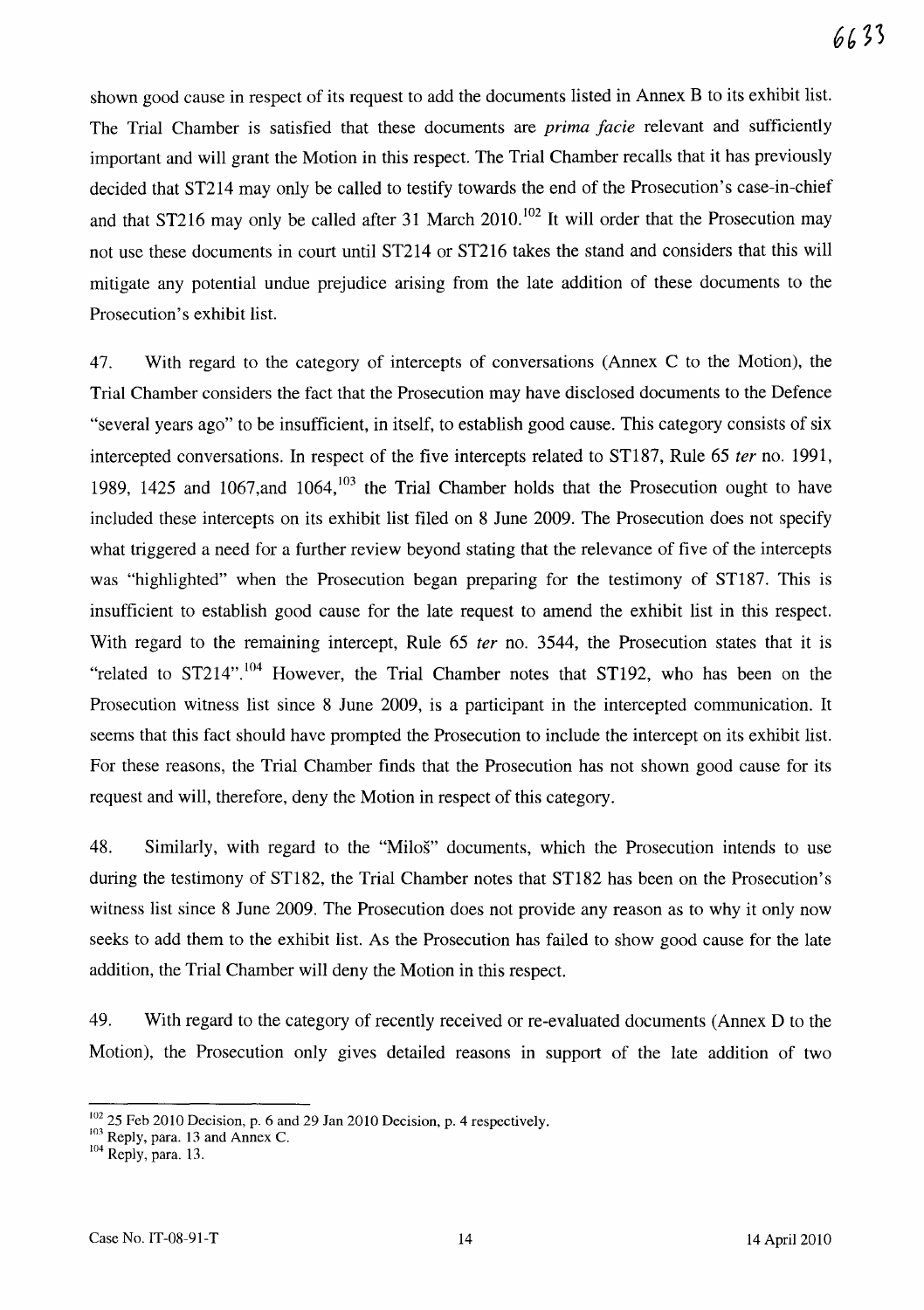shown good cause in respect of its request to add the documents listed in Annex B to its exhibit list. The Trial Chamber is satisfied that these documents are *prima facie* relevant and sufficiently important and will grant the Motion in this respect. The Trial Chamber recalls that it has previously decided that ST214 may only be called to testify towards the end of the Prosecution's case-in-chief and that ST216 may only be called after 31 March 2010.[102] It will order that the Prosecution may not use these documents in court until ST214 or ST216 takes the stand and considers that this will mitigate any potential undue prejudice arising from the late addition of these documents to the Prosecution's exhibit list.

47. With regard to the category of intercepts of conversations (Annex C to the Motion), the Trial Chamber considers the fact that the Prosecution may have disclosed documents to the Defence "several years ago" to be insufficient, in itself, to establish good cause. This category consists of six intercepted conversations. In respect of the five intercepts related to ST187, Rule 65 *ter* no. 1991, 1989, 1425 and 1067,and 1064,[103] the Trial Chamber holds that the Prosecution ought to have included these intercepts on its exhibit list filed on 8 June 2009. The Prosecution does not specify what triggered a need for a further review beyond stating that the relevance of five of the intercepts was "highlighted" when the Prosecution began preparing for the testimony of ST187. This is insufficient to establish good cause for the late request to amend the exhibit list in this respect. With regard to the remaining intercept, Rule 65 *ter* no. 3544, the Prosecution states that it is "related to ST214".[104] However, the Trial Chamber notes that ST192, who has been on the Prosecution witness list since 8 June 2009, is a participant in the intercepted communication. It seems that this fact should have prompted the Prosecution to include the intercept on its exhibit list. For these reasons, the Trial Chamber finds that the Prosecution has not shown good cause for its request and will, therefore, deny the Motion in respect of this category.

48. Similarly, with regard to the "Miloš" documents, which the Prosecution intends to use during the testimony of ST182, the Trial Chamber notes that ST182 has been on the Prosecution's witness list since 8 June 2009. The Prosecution does not provide any reason as to why it only now seeks to add them to the exhibit list. As the Prosecution has failed to show good cause for the late addition, the Trial Chamber will deny the Motion in this respect.

49. With regard to the category of recently received or re-evaluated documents (Annex D to the Motion), the Prosecution only gives detailed reasons in support of the late addition of two

---

[102] 25 Feb 2010 Decision, p. 6 and 29 Jan 2010 Decision, p. 4 respectively.

[103] Reply, para. 13 and Annex C.

[104] Reply, para. 13.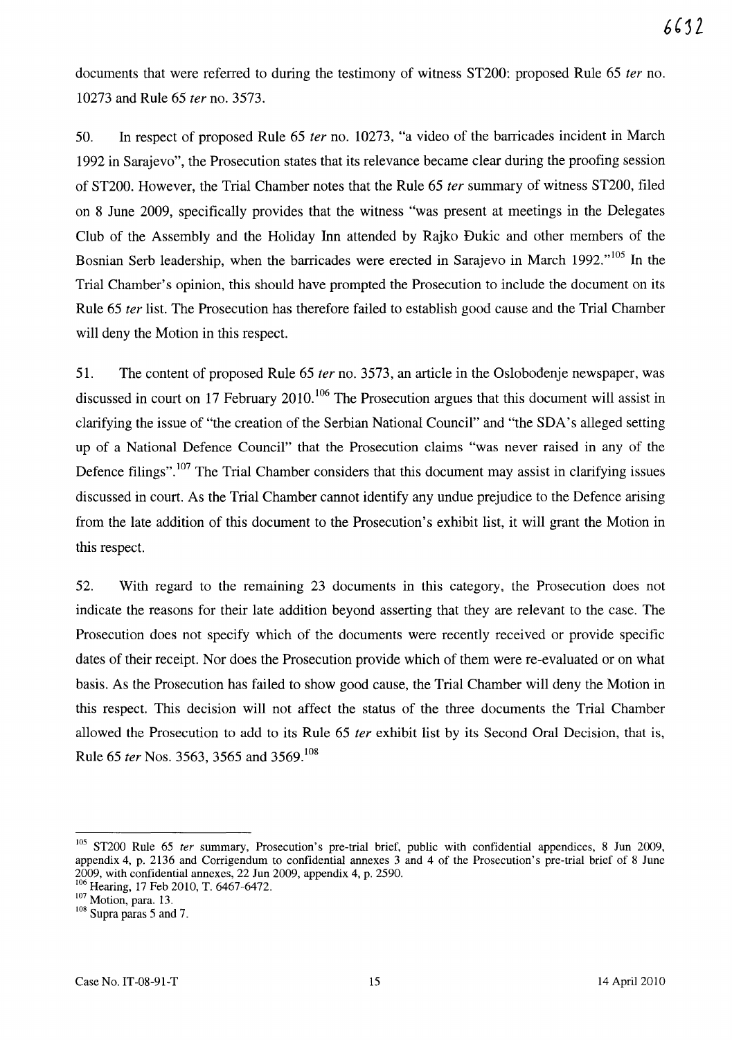documents that were referred to during the testimony of witness ST200: proposed Rule 65 *ter* no. 10273 and Rule 65 *ter* no. 3573.

50. In respect of proposed Rule 65 *ter* no. 10273, "a video of the barricades incident in March 1992 in Sarajevo", the Prosecution states that its relevance became clear during the proofing session of ST200. However, the Trial Chamber notes that the Rule 65 *ter* summary of witness ST200, filed on 8 June 2009, specifically provides that the witness "was present at meetings in the Delegates Club of the Assembly and the Holiday Inn attended by Rajko Đukic and other members of the Bosnian Serb leadership, when the barricades were erected in Sarajevo in March 1992."[105] In the Trial Chamber's opinion, this should have prompted the Prosecution to include the document on its Rule 65 *ter* list. The Prosecution has therefore failed to establish good cause and the Trial Chamber will deny the Motion in this respect.

51. The content of proposed Rule 65 *ter* no. 3573, an article in the Oslobođenje newspaper, was discussed in court on 17 February 2010.[106] The Prosecution argues that this document will assist in clarifying the issue of "the creation of the Serbian National Council" and "the SDA's alleged setting up of a National Defence Council" that the Prosecution claims "was never raised in any of the Defence filings".[107] The Trial Chamber considers that this document may assist in clarifying issues discussed in court. As the Trial Chamber cannot identify any undue prejudice to the Defence arising from the late addition of this document to the Prosecution's exhibit list, it will grant the Motion in this respect.

52. With regard to the remaining 23 documents in this category, the Prosecution does not indicate the reasons for their late addition beyond asserting that they are relevant to the case. The Prosecution does not specify which of the documents were recently received or provide specific dates of their receipt. Nor does the Prosecution provide which of them were re-evaluated or on what basis. As the Prosecution has failed to show good cause, the Trial Chamber will deny the Motion in this respect. This decision will not affect the status of the three documents the Trial Chamber allowed the Prosecution to add to its Rule 65 *ter* exhibit list by its Second Oral Decision, that is, Rule 65 *ter* Nos. 3563, 3565 and 3569.[108]

---

[105] ST200 Rule 65 *ter* summary, Prosecution's pre-trial brief, public with confidential appendices, 8 Jun 2009, appendix 4, p. 2136 and Corrigendum to confidential annexes 3 and 4 of the Prosecution's pre-trial brief of 8 June 2009, with confidential annexes, 22 Jun 2009, appendix 4, p. 2590.

[106] Hearing, 17 Feb 2010, T. 6467-6472.

[107] Motion, para. 13.

[108] Supra paras 5 and 7.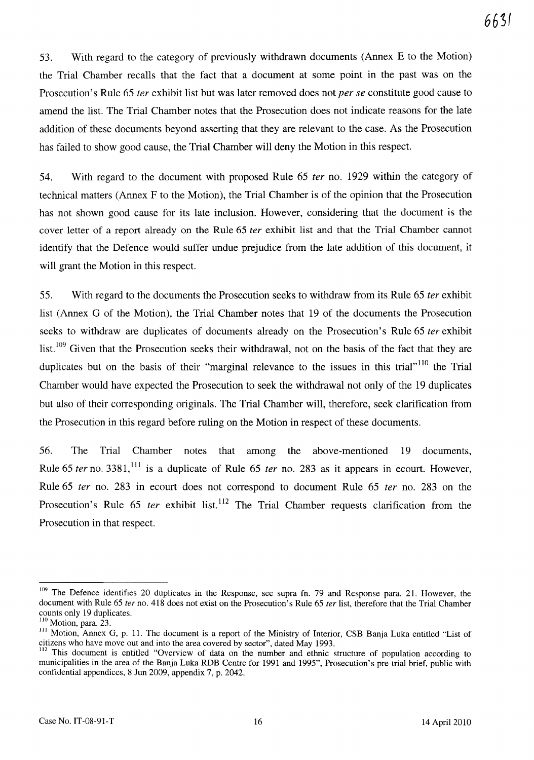53. With regard to the category of previously withdrawn documents (Annex E to the Motion) the Trial Chamber recalls that the fact that a document at some point in the past was on the Prosecution's Rule 65 *ter* exhibit list but was later removed does not *per se* constitute good cause to amend the list. The Trial Chamber notes that the Prosecution does not indicate reasons for the late addition of these documents beyond asserting that they are relevant to the case. As the Prosecution has failed to show good cause, the Trial Chamber will deny the Motion in this respect.

54. With regard to the document with proposed Rule 65 *ter* no. 1929 within the category of technical matters (Annex F to the Motion), the Trial Chamber is of the opinion that the Prosecution has not shown good cause for its late inclusion. However, considering that the document is the cover letter of a report already on the Rule 65 *ter* exhibit list and that the Trial Chamber cannot identify that the Defence would suffer undue prejudice from the late addition of this document, it will grant the Motion in this respect.

55. With regard to the documents the Prosecution seeks to withdraw from its Rule 65 *ter* exhibit list (Annex G of the Motion), the Trial Chamber notes that 19 of the documents the Prosecution seeks to withdraw are duplicates of documents already on the Prosecution's Rule 65 *ter* exhibit list.[109] Given that the Prosecution seeks their withdrawal, not on the basis of the fact that they are duplicates but on the basis of their "marginal relevance to the issues in this trial"[110] the Trial Chamber would have expected the Prosecution to seek the withdrawal not only of the 19 duplicates but also of their corresponding originals. The Trial Chamber will, therefore, seek clarification from the Prosecution in this regard before ruling on the Motion in respect of these documents.

56. The Trial Chamber notes that among the above-mentioned 19 documents, Rule 65 *ter* no. 3381,[111] is a duplicate of Rule 65 *ter* no. 283 as it appears in ecourt. However, Rule 65 *ter* no. 283 in ecourt does not correspond to document Rule 65 *ter* no. 283 on the Prosecution's Rule 65 *ter* exhibit list.[112] The Trial Chamber requests clarification from the Prosecution in that respect.

---

[109] The Defence identifies 20 duplicates in the Response, see supra fn. 79 and Response para. 21. However, the document with Rule 65 *ter* no. 418 does not exist on the Prosecution's Rule 65 *ter* list, therefore that the Trial Chamber counts only 19 duplicates.

[110] Motion, para. 23.

[111] Motion, Annex G, p. 11. The document is a report of the Ministry of Interior, CSB Banja Luka entitled "List of citizens who have move out and into the area covered by sector", dated May 1993.

[112] This document is entitled "Overview of data on the number and ethnic structure of population according to municipalities in the area of the Banja Luka RDB Centre for 1991 and 1995", Prosecution's pre-trial brief, public with confidential appendices, 8 Jun 2009, appendix 7, p. 2042.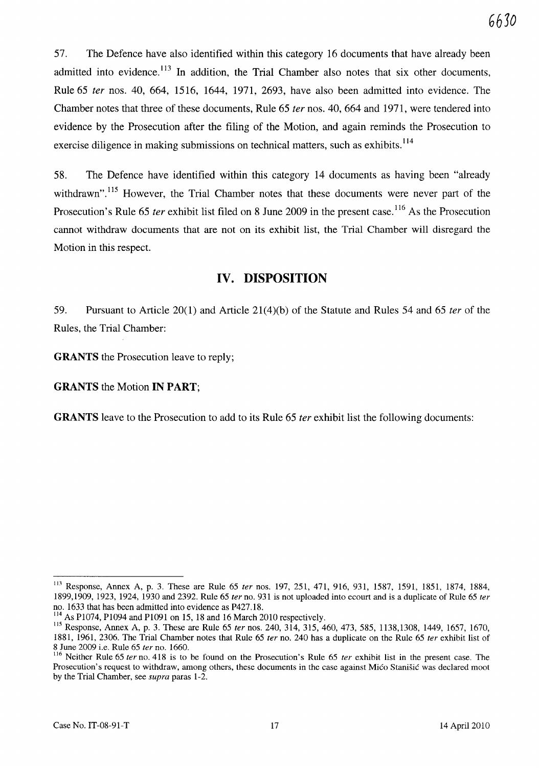57. The Defence have also identified within this category 16 documents that have already been admitted into evidence.[113] In addition, the Trial Chamber also notes that six other documents, Rule 65 *ter* nos. 40, 664, 1516, 1644, 1971, 2693, have also been admitted into evidence. The Chamber notes that three of these documents, Rule 65 *ter* nos. 40, 664 and 1971, were tendered into evidence by the Prosecution after the filing of the Motion, and again reminds the Prosecution to exercise diligence in making submissions on technical matters, such as exhibits.[114]

58. The Defence have identified within this category 14 documents as having been "already withdrawn".[115] However, the Trial Chamber notes that these documents were never part of the Prosecution's Rule 65 *ter* exhibit list filed on 8 June 2009 in the present case.[116] As the Prosecution cannot withdraw documents that are not on its exhibit list, the Trial Chamber will disregard the Motion in this respect.

## IV. DISPOSITION

59. Pursuant to Article 20(1) and Article 21(4)(b) of the Statute and Rules 54 and 65 *ter* of the Rules, the Trial Chamber:

**GRANTS** the Prosecution leave to reply;

**GRANTS** the Motion **IN PART**;

**GRANTS** leave to the Prosecution to add to its Rule 65 *ter* exhibit list the following documents:

---

[113] Response, Annex A, p. 3. These are Rule 65 *ter* nos. 197, 251, 471, 916, 931, 1587, 1591, 1851, 1874, 1884, 1899,1909, 1923, 1924, 1930 and 2392. Rule 65 *ter* no. 931 is not uploaded into ecourt and is a duplicate of Rule 65 *ter* no. 1633 that has been admitted into evidence as P427.18.

[114] As P1074, P1094 and P1091 on 15, 18 and 16 March 2010 respectively.

[115] Response, Annex A, p. 3. These are Rule 65 *ter* nos. 240, 314, 315, 460, 473, 585, 1138,1308, 1449, 1657, 1670, 1881, 1961, 2306. The Trial Chamber notes that Rule 65 *ter* no. 240 has a duplicate on the Rule 65 *ter* exhibit list of 8 June 2009 i.e. Rule 65 *ter* no. 1660.

[116] Neither Rule 65 *ter* no. 418 is to be found on the Prosecution's Rule 65 *ter* exhibit list in the present case. The Prosecution's request to withdraw, among others, these documents in the case against Mićo Stanišić was declared moot by the Trial Chamber, see *supra* paras 1-2.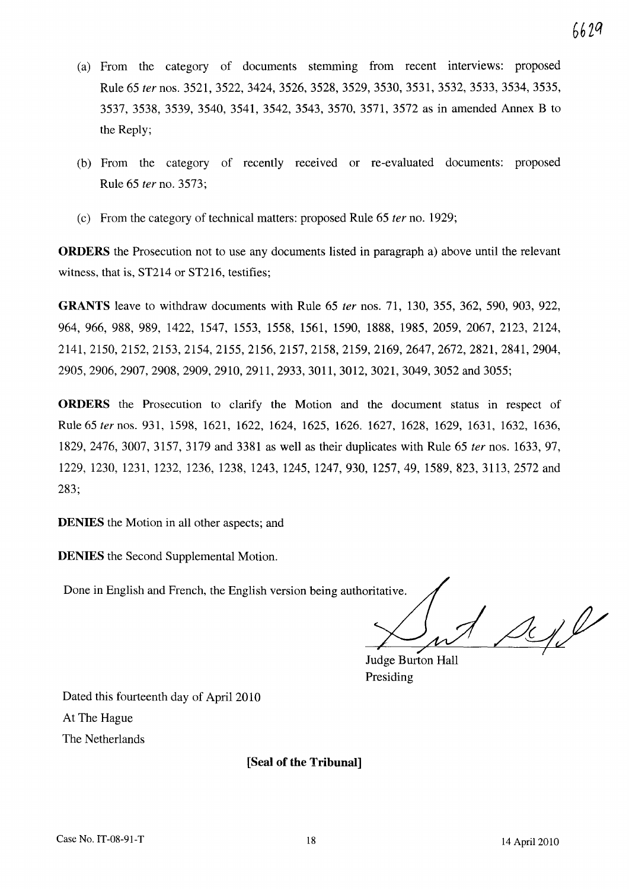(a) From the category of documents stemming from recent interviews: proposed Rule 65 *ter* nos. 3521, 3522, 3424, 3526, 3528, 3529, 3530, 3531, 3532, 3533, 3534, 3535, 3537, 3538, 3539, 3540, 3541, 3542, 3543, 3570, 3571, 3572 as in amended Annex B to the Reply;

(b) From the category of recently received or re-evaluated documents: proposed Rule 65 *ter* no. 3573;

(c) From the category of technical matters: proposed Rule 65 *ter* no. 1929;

**ORDERS** the Prosecution not to use any documents listed in paragraph a) above until the relevant witness, that is, ST214 or ST216, testifies;

**GRANTS** leave to withdraw documents with Rule 65 *ter* nos. 71, 130, 355, 362, 590, 903, 922, 964, 966, 988, 989, 1422, 1547, 1553, 1558, 1561, 1590, 1888, 1985, 2059, 2067, 2123, 2124, 2141, 2150, 2152, 2153, 2154, 2155, 2156, 2157, 2158, 2159, 2169, 2647, 2672, 2821, 2841, 2904, 2905, 2906, 2907, 2908, 2909, 2910, 2911, 2933, 3011, 3012, 3021, 3049, 3052 and 3055;

**ORDERS** the Prosecution to clarify the Motion and the document status in respect of Rule 65 *ter* nos. 931, 1598, 1621, 1622, 1624, 1625, 1626. 1627, 1628, 1629, 1631, 1632, 1636, 1829, 2476, 3007, 3157, 3179 and 3381 as well as their duplicates with Rule 65 *ter* nos. 1633, 97, 1229, 1230, 1231, 1232, 1236, 1238, 1243, 1245, 1247, 930, 1257, 49, 1589, 823, 3113, 2572 and 283;

**DENIES** the Motion in all other aspects; and

**DENIES** the Second Supplemental Motion.

Done in English and French, the English version being authoritative.

Judge Burton Hall
Presiding

Dated this fourteenth day of April 2010
At The Hague
The Netherlands

**[Seal of the Tribunal]**